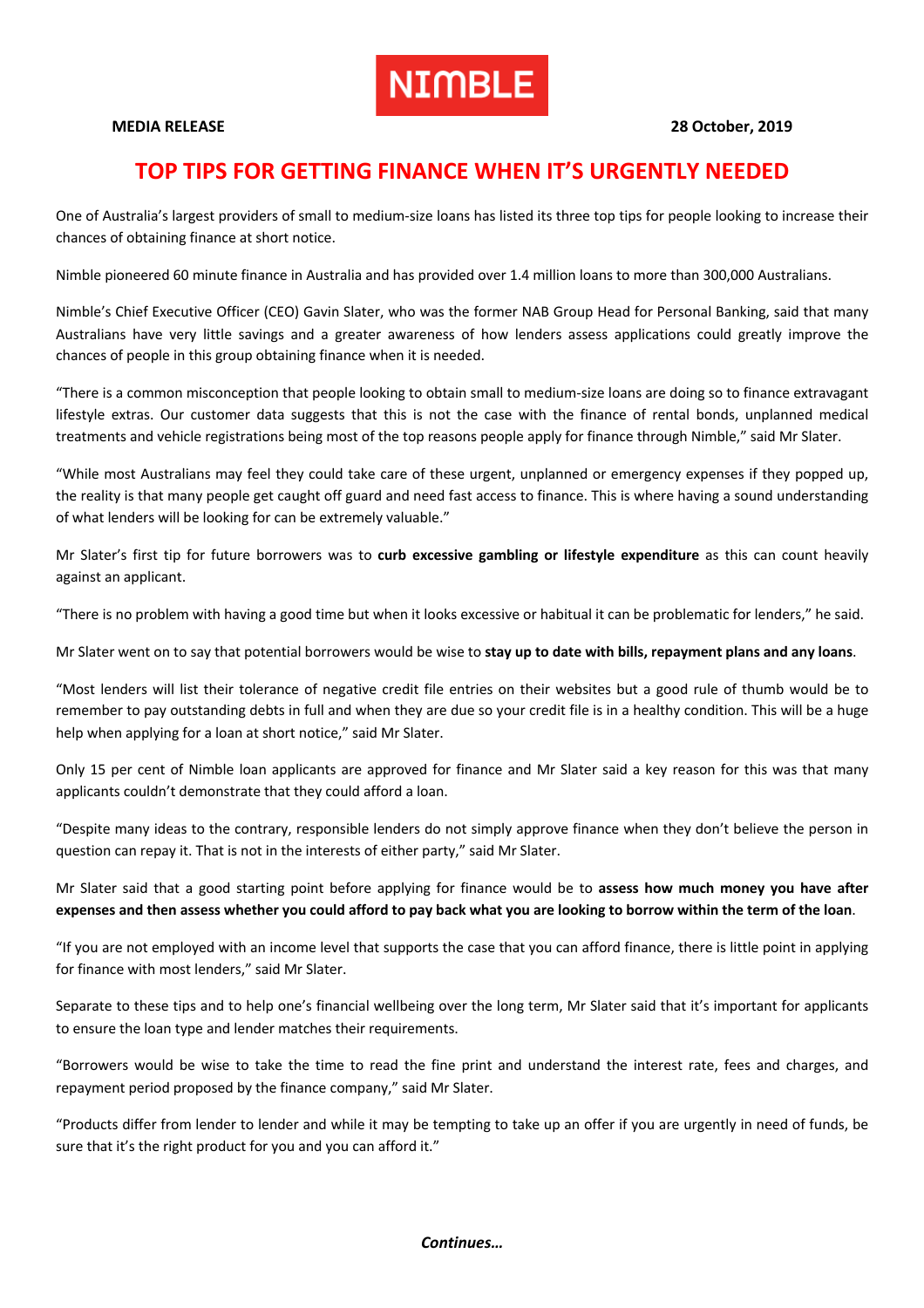NIMBLE

**MEDIA RELEASE** **28 October, 2019**

# TOP TIPS FOR GETTING FINANCE WHEN IT'S URGENTLY NEEDED

One of Australia's largest providers of small to medium-size loans has listed its three top tips for people looking to increase their chances of obtaining finance at short notice.

Nimble pioneered 60 minute finance in Australia and has provided over 1.4 million loans to more than 300,000 Australians.

Nimble's Chief Executive Officer (CEO) Gavin Slater, who was the former NAB Group Head for Personal Banking, said that many Australians have very little savings and a greater awareness of how lenders assess applications could greatly improve the chances of people in this group obtaining finance when it is needed.

"There is a common misconception that people looking to obtain small to medium-size loans are doing so to finance extravagant lifestyle extras. Our customer data suggests that this is not the case with the finance of rental bonds, unplanned medical treatments and vehicle registrations being most of the top reasons people apply for finance through Nimble," said Mr Slater.

"While most Australians may feel they could take care of these urgent, unplanned or emergency expenses if they popped up, the reality is that many people get caught off guard and need fast access to finance. This is where having a sound understanding of what lenders will be looking for can be extremely valuable."

Mr Slater's first tip for future borrowers was to **curb excessive gambling or lifestyle expenditure** as this can count heavily against an applicant.

"There is no problem with having a good time but when it looks excessive or habitual it can be problematic for lenders," he said.

Mr Slater went on to say that potential borrowers would be wise to **stay up to date with bills, repayment plans and any loans**.

"Most lenders will list their tolerance of negative credit file entries on their websites but a good rule of thumb would be to remember to pay outstanding debts in full and when they are due so your credit file is in a healthy condition. This will be a huge help when applying for a loan at short notice," said Mr Slater.

Only 15 per cent of Nimble loan applicants are approved for finance and Mr Slater said a key reason for this was that many applicants couldn't demonstrate that they could afford a loan.

"Despite many ideas to the contrary, responsible lenders do not simply approve finance when they don't believe the person in question can repay it. That is not in the interests of either party," said Mr Slater.

Mr Slater said that a good starting point before applying for finance would be to **assess how much money you have after expenses and then assess whether you could afford to pay back what you are looking to borrow within the term of the loan**.

"If you are not employed with an income level that supports the case that you can afford finance, there is little point in applying for finance with most lenders," said Mr Slater.

Separate to these tips and to help one's financial wellbeing over the long term, Mr Slater said that it's important for applicants to ensure the loan type and lender matches their requirements.

"Borrowers would be wise to take the time to read the fine print and understand the interest rate, fees and charges, and repayment period proposed by the finance company," said Mr Slater.

"Products differ from lender to lender and while it may be tempting to take up an offer if you are urgently in need of funds, be sure that it's the right product for you and you can afford it."

***Continues…***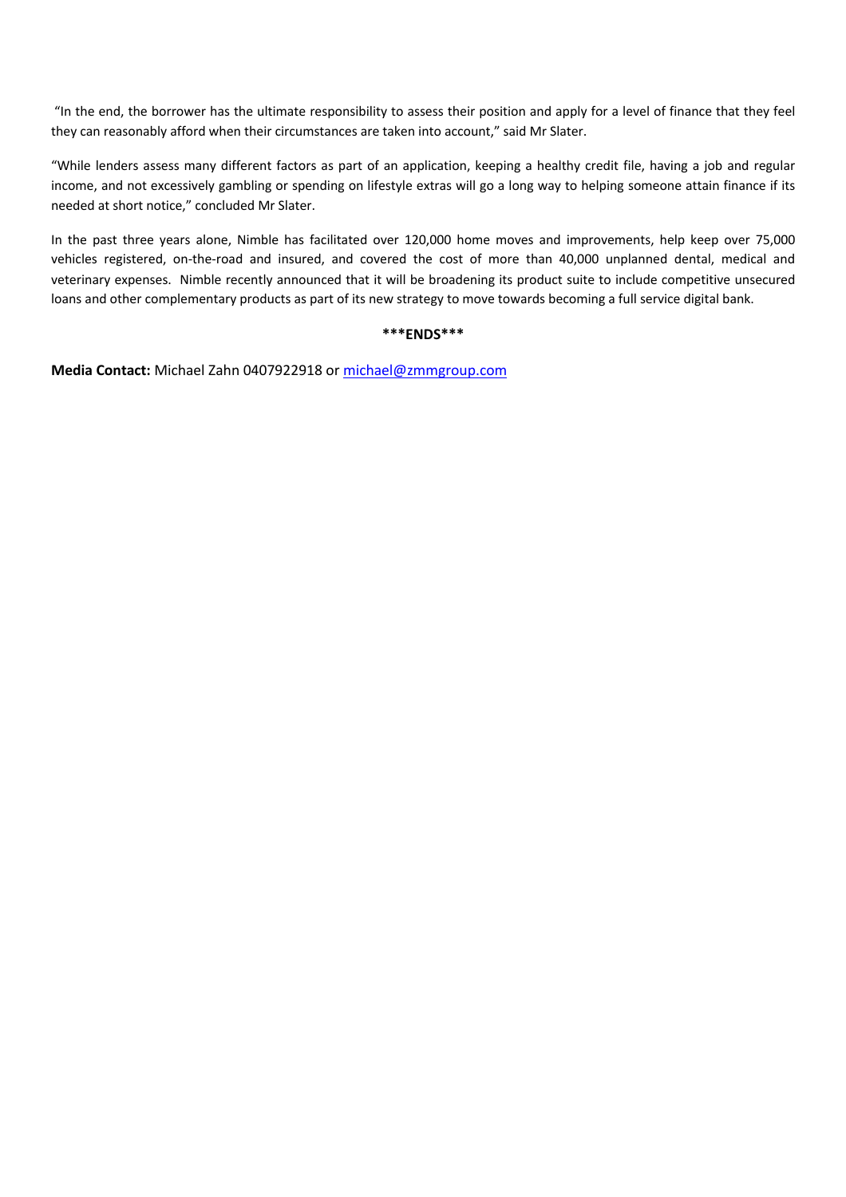"In the end, the borrower has the ultimate responsibility to assess their position and apply for a level of finance that they feel they can reasonably afford when their circumstances are taken into account," said Mr Slater.

"While lenders assess many different factors as part of an application, keeping a healthy credit file, having a job and regular income, and not excessively gambling or spending on lifestyle extras will go a long way to helping someone attain finance if its needed at short notice," concluded Mr Slater.

In the past three years alone, Nimble has facilitated over 120,000 home moves and improvements, help keep over 75,000 vehicles registered, on-the-road and insured, and covered the cost of more than 40,000 unplanned dental, medical and veterinary expenses. Nimble recently announced that it will be broadening its product suite to include competitive unsecured loans and other complementary products as part of its new strategy to move towards becoming a full service digital bank.

**\*\*\*ENDS\*\*\***

**Media Contact:** Michael Zahn 0407922918 or [michael@zmmgroup.com](mailto:michael@zmmgroup.com)